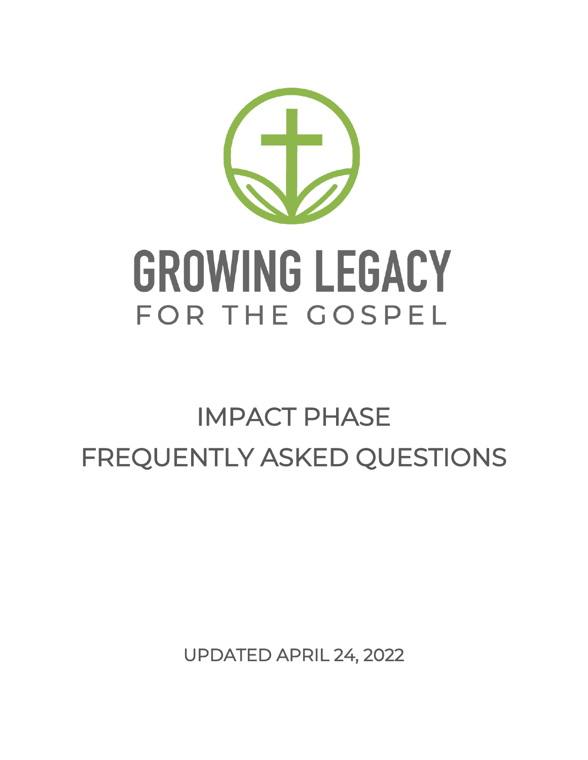# GROWING LEGACY

FOR THE GOSPEL

## IMPACT PHASE
## FREQUENTLY ASKED QUESTIONS

UPDATED APRIL 24, 2022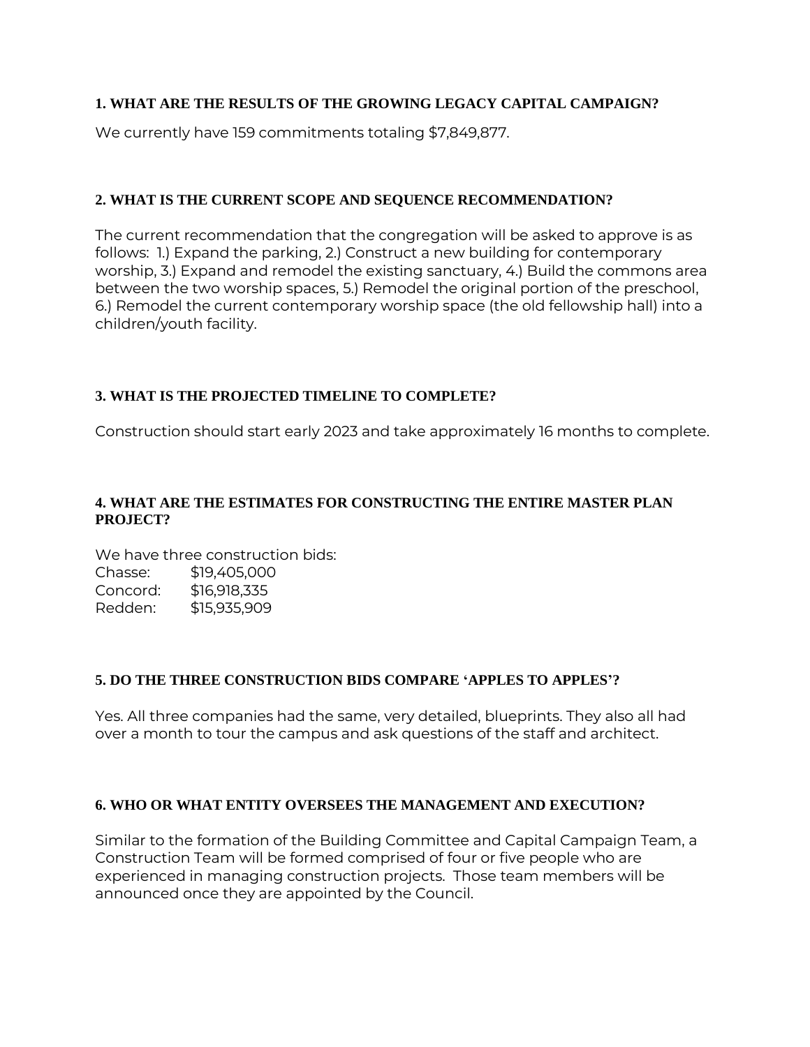### 1. WHAT ARE THE RESULTS OF THE GROWING LEGACY CAPITAL CAMPAIGN?

We currently have 159 commitments totaling $7,849,877.

### 2. WHAT IS THE CURRENT SCOPE AND SEQUENCE RECOMMENDATION?

The current recommendation that the congregation will be asked to approve is as follows: 1.) Expand the parking, 2.) Construct a new building for contemporary worship, 3.) Expand and remodel the existing sanctuary, 4.) Build the commons area between the two worship spaces, 5.) Remodel the original portion of the preschool, 6.) Remodel the current contemporary worship space (the old fellowship hall) into a children/youth facility.

### 3. WHAT IS THE PROJECTED TIMELINE TO COMPLETE?

Construction should start early 2023 and take approximately 16 months to complete.

### 4. WHAT ARE THE ESTIMATES FOR CONSTRUCTING THE ENTIRE MASTER PLAN PROJECT?

We have three construction bids:

| | |
|---|---|
| Chasse: | $19,405,000 |
| Concord: | $16,918,335 |
| Redden: | $15,935,909 |

### 5. DO THE THREE CONSTRUCTION BIDS COMPARE 'APPLES TO APPLES'?

Yes. All three companies had the same, very detailed, blueprints. They also all had over a month to tour the campus and ask questions of the staff and architect.

### 6. WHO OR WHAT ENTITY OVERSEES THE MANAGEMENT AND EXECUTION?

Similar to the formation of the Building Committee and Capital Campaign Team, a Construction Team will be formed comprised of four or five people who are experienced in managing construction projects. Those team members will be announced once they are appointed by the Council.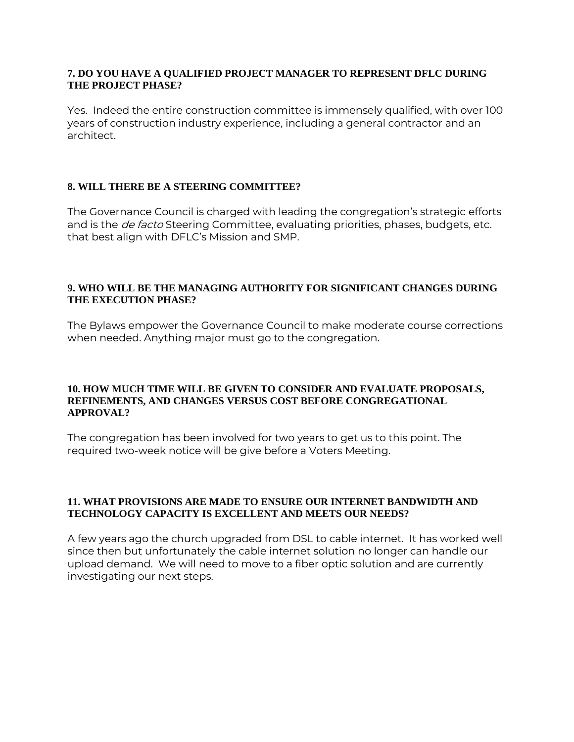### 7. DO YOU HAVE A QUALIFIED PROJECT MANAGER TO REPRESENT DFLC DURING THE PROJECT PHASE?

Yes. Indeed the entire construction committee is immensely qualified, with over 100 years of construction industry experience, including a general contractor and an architect.

### 8. WILL THERE BE A STEERING COMMITTEE?

The Governance Council is charged with leading the congregation's strategic efforts and is the *de facto* Steering Committee, evaluating priorities, phases, budgets, etc. that best align with DFLC's Mission and SMP.

### 9. WHO WILL BE THE MANAGING AUTHORITY FOR SIGNIFICANT CHANGES DURING THE EXECUTION PHASE?

The Bylaws empower the Governance Council to make moderate course corrections when needed. Anything major must go to the congregation.

### 10. HOW MUCH TIME WILL BE GIVEN TO CONSIDER AND EVALUATE PROPOSALS, REFINEMENTS, AND CHANGES VERSUS COST BEFORE CONGREGATIONAL APPROVAL?

The congregation has been involved for two years to get us to this point. The required two-week notice will be give before a Voters Meeting.

### 11. WHAT PROVISIONS ARE MADE TO ENSURE OUR INTERNET BANDWIDTH AND TECHNOLOGY CAPACITY IS EXCELLENT AND MEETS OUR NEEDS?

A few years ago the church upgraded from DSL to cable internet. It has worked well since then but unfortunately the cable internet solution no longer can handle our upload demand. We will need to move to a fiber optic solution and are currently investigating our next steps.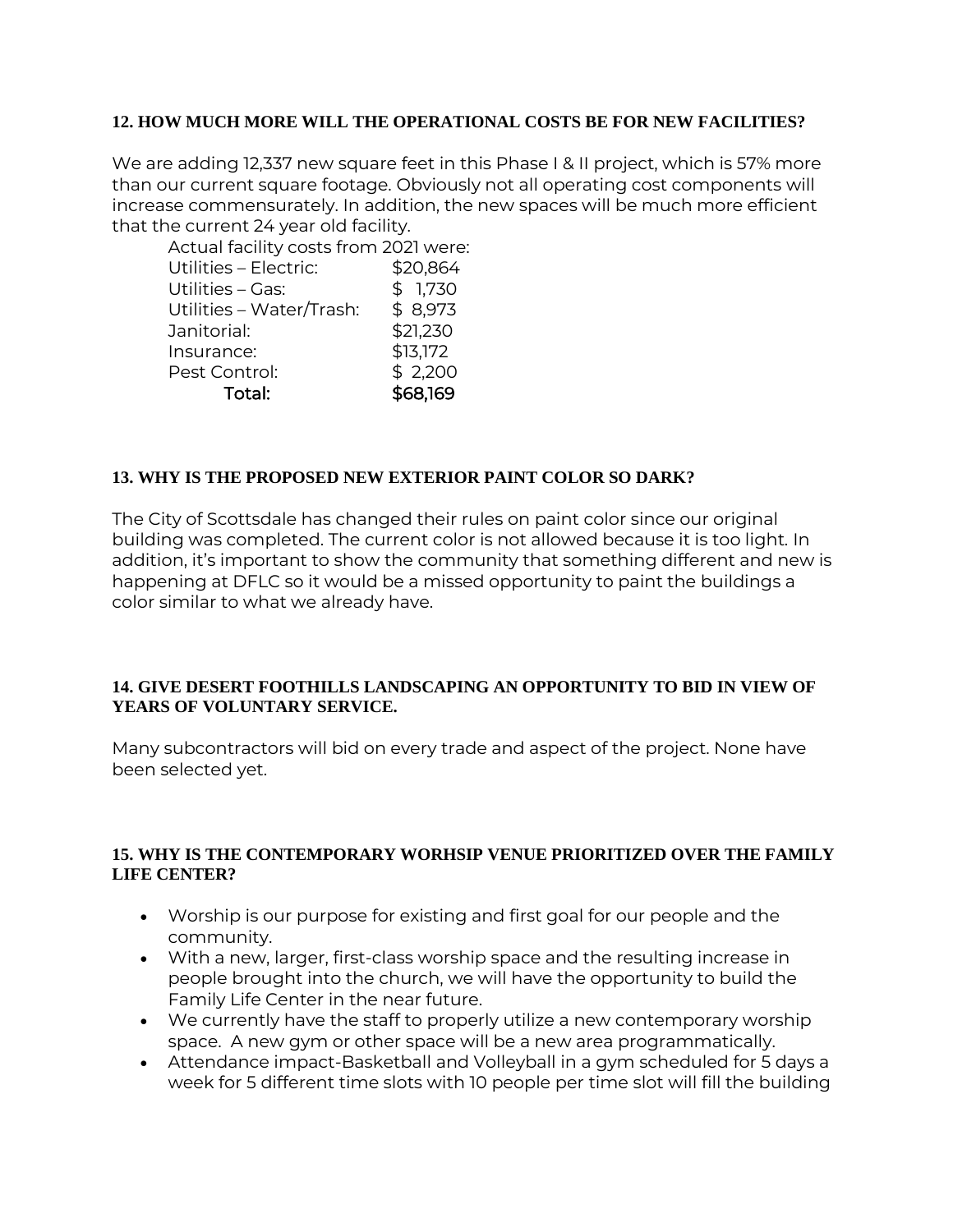### 12. HOW MUCH MORE WILL THE OPERATIONAL COSTS BE FOR NEW FACILITIES?

We are adding 12,337 new square feet in this Phase I & II project, which is 57% more than our current square footage. Obviously not all operating cost components will increase commensurately. In addition, the new spaces will be much more efficient that the current 24 year old facility.

Actual facility costs from 2021 were:

| | |
|---|---|
| Utilities – Electric: | $20,864 |
| Utilities – Gas: | $ 1,730 |
| Utilities – Water/Trash: | $ 8,973 |
| Janitorial: | $21,230 |
| Insurance: | $13,172 |
| Pest Control: | $ 2,200 |
| Total: | $68,169 |

### 13. WHY IS THE PROPOSED NEW EXTERIOR PAINT COLOR SO DARK?

The City of Scottsdale has changed their rules on paint color since our original building was completed. The current color is not allowed because it is too light. In addition, it's important to show the community that something different and new is happening at DFLC so it would be a missed opportunity to paint the buildings a color similar to what we already have.

### 14. GIVE DESERT FOOTHILLS LANDSCAPING AN OPPORTUNITY TO BID IN VIEW OF YEARS OF VOLUNTARY SERVICE.

Many subcontractors will bid on every trade and aspect of the project. None have been selected yet.

### 15. WHY IS THE CONTEMPORARY WORHSIP VENUE PRIORITIZED OVER THE FAMILY LIFE CENTER?

- Worship is our purpose for existing and first goal for our people and the community.
- With a new, larger, first-class worship space and the resulting increase in people brought into the church, we will have the opportunity to build the Family Life Center in the near future.
- We currently have the staff to properly utilize a new contemporary worship space. A new gym or other space will be a new area programmatically.
- Attendance impact-Basketball and Volleyball in a gym scheduled for 5 days a week for 5 different time slots with 10 people per time slot will fill the building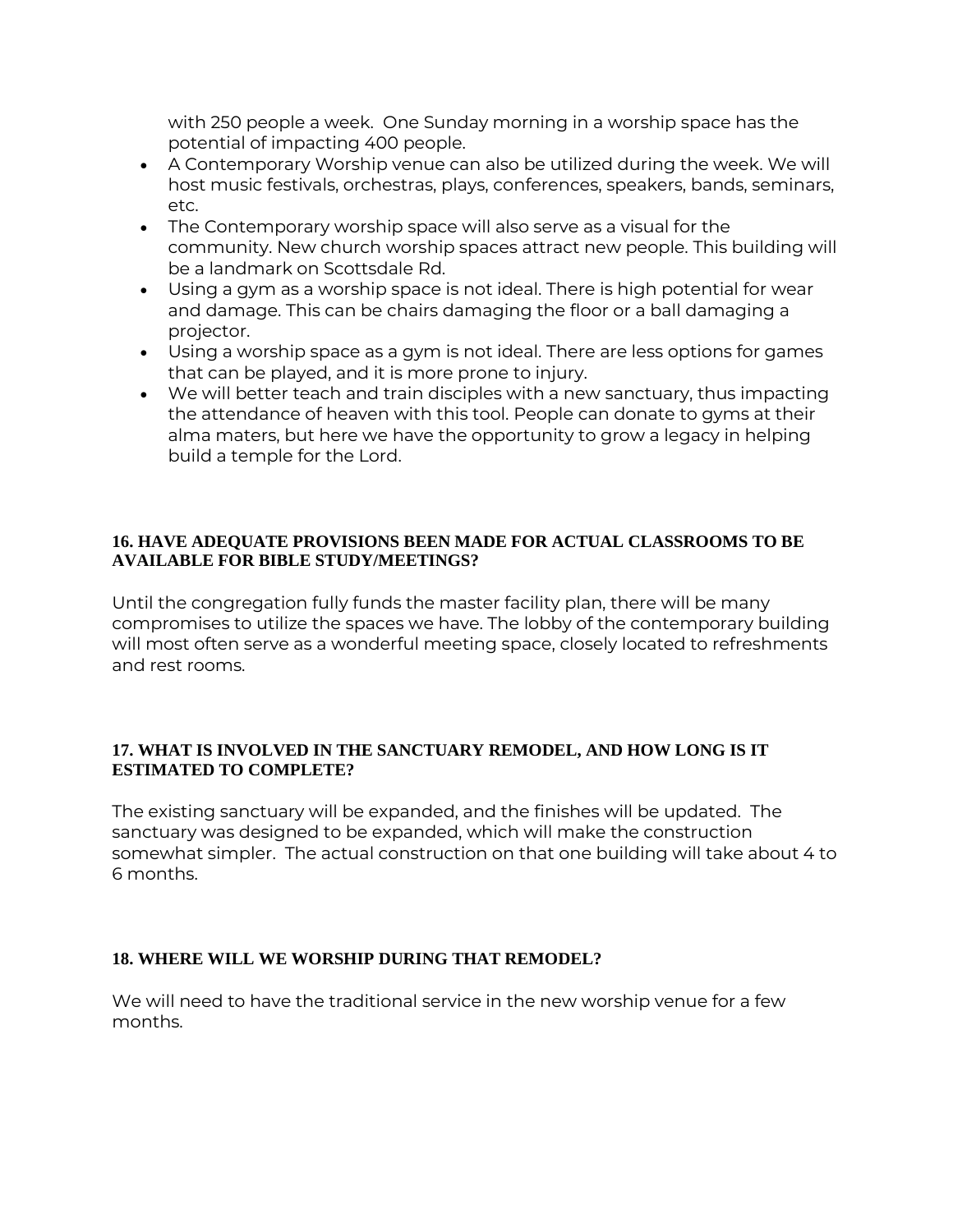with 250 people a week. One Sunday morning in a worship space has the potential of impacting 400 people.

- A Contemporary Worship venue can also be utilized during the week. We will host music festivals, orchestras, plays, conferences, speakers, bands, seminars, etc.
- The Contemporary worship space will also serve as a visual for the community. New church worship spaces attract new people. This building will be a landmark on Scottsdale Rd.
- Using a gym as a worship space is not ideal. There is high potential for wear and damage. This can be chairs damaging the floor or a ball damaging a projector.
- Using a worship space as a gym is not ideal. There are less options for games that can be played, and it is more prone to injury.
- We will better teach and train disciples with a new sanctuary, thus impacting the attendance of heaven with this tool. People can donate to gyms at their alma maters, but here we have the opportunity to grow a legacy in helping build a temple for the Lord.

### 16. HAVE ADEQUATE PROVISIONS BEEN MADE FOR ACTUAL CLASSROOMS TO BE AVAILABLE FOR BIBLE STUDY/MEETINGS?

Until the congregation fully funds the master facility plan, there will be many compromises to utilize the spaces we have. The lobby of the contemporary building will most often serve as a wonderful meeting space, closely located to refreshments and rest rooms.

### 17. WHAT IS INVOLVED IN THE SANCTUARY REMODEL, AND HOW LONG IS IT ESTIMATED TO COMPLETE?

The existing sanctuary will be expanded, and the finishes will be updated. The sanctuary was designed to be expanded, which will make the construction somewhat simpler. The actual construction on that one building will take about 4 to 6 months.

### 18. WHERE WILL WE WORSHIP DURING THAT REMODEL?

We will need to have the traditional service in the new worship venue for a few months.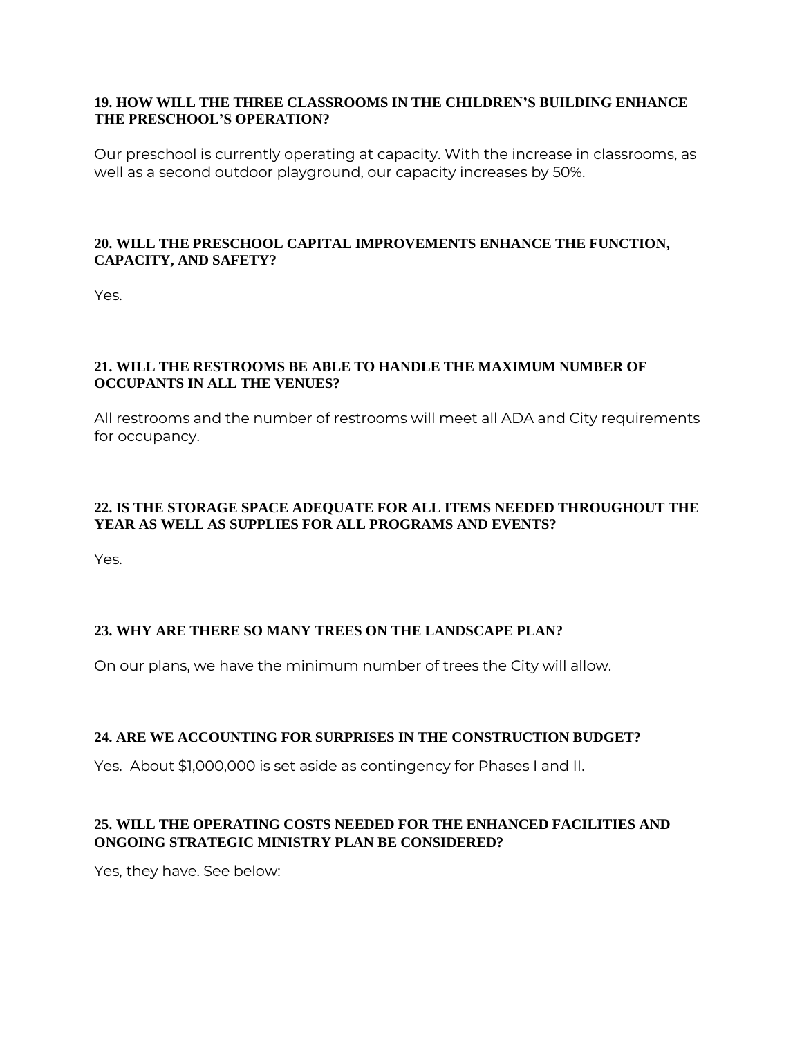### 19. HOW WILL THE THREE CLASSROOMS IN THE CHILDREN'S BUILDING ENHANCE THE PRESCHOOL'S OPERATION?

Our preschool is currently operating at capacity. With the increase in classrooms, as well as a second outdoor playground, our capacity increases by 50%.

### 20. WILL THE PRESCHOOL CAPITAL IMPROVEMENTS ENHANCE THE FUNCTION, CAPACITY, AND SAFETY?

Yes.

### 21. WILL THE RESTROOMS BE ABLE TO HANDLE THE MAXIMUM NUMBER OF OCCUPANTS IN ALL THE VENUES?

All restrooms and the number of restrooms will meet all ADA and City requirements for occupancy.

### 22. IS THE STORAGE SPACE ADEQUATE FOR ALL ITEMS NEEDED THROUGHOUT THE YEAR AS WELL AS SUPPLIES FOR ALL PROGRAMS AND EVENTS?

Yes.

### 23. WHY ARE THERE SO MANY TREES ON THE LANDSCAPE PLAN?

On our plans, we have the <u>minimum</u> number of trees the City will allow.

### 24. ARE WE ACCOUNTING FOR SURPRISES IN THE CONSTRUCTION BUDGET?

Yes. About $1,000,000 is set aside as contingency for Phases I and II.

### 25. WILL THE OPERATING COSTS NEEDED FOR THE ENHANCED FACILITIES AND ONGOING STRATEGIC MINISTRY PLAN BE CONSIDERED?

Yes, they have. See below: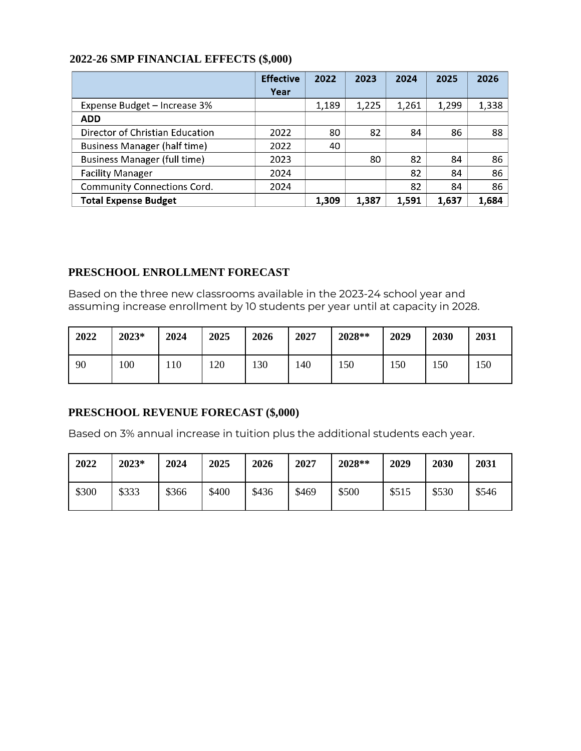## 2022-26 SMP FINANCIAL EFFECTS ($,000)

| | Effective Year | 2022 | 2023 | 2024 | 2025 | 2026 |
|---|---|---|---|---|---|---|
| Expense Budget – Increase 3% | | 1,189 | 1,225 | 1,261 | 1,299 | 1,338 |
| **ADD** | | | | | | |
| Director of Christian Education | 2022 | 80 | 82 | 84 | 86 | 88 |
| Business Manager (half time) | 2022 | 40 | | | | |
| Business Manager (full time) | 2023 | | 80 | 82 | 84 | 86 |
| Facility Manager | 2024 | | | 82 | 84 | 86 |
| Community Connections Cord. | 2024 | | | 82 | 84 | 86 |
| **Total Expense Budget** | | **1,309** | **1,387** | **1,591** | **1,637** | **1,684** |

## PRESCHOOL ENROLLMENT FORECAST

Based on the three new classrooms available in the 2023-24 school year and assuming increase enrollment by 10 students per year until at capacity in 2028.

| 2022 | 2023* | 2024 | 2025 | 2026 | 2027 | 2028** | 2029 | 2030 | 2031 |
|---|---|---|---|---|---|---|---|---|---|
| 90 | 100 | 110 | 120 | 130 | 140 | 150 | 150 | 150 | 150 |

## PRESCHOOL REVENUE FORECAST ($,000)

Based on 3% annual increase in tuition plus the additional students each year.

| 2022 | 2023* | 2024 | 2025 | 2026 | 2027 | 2028** | 2029 | 2030 | 2031 |
|---|---|---|---|---|---|---|---|---|---|
| $300 | $333 | $366 | $400 | $436 | $469 | $500 | $515 | $530 | $546 |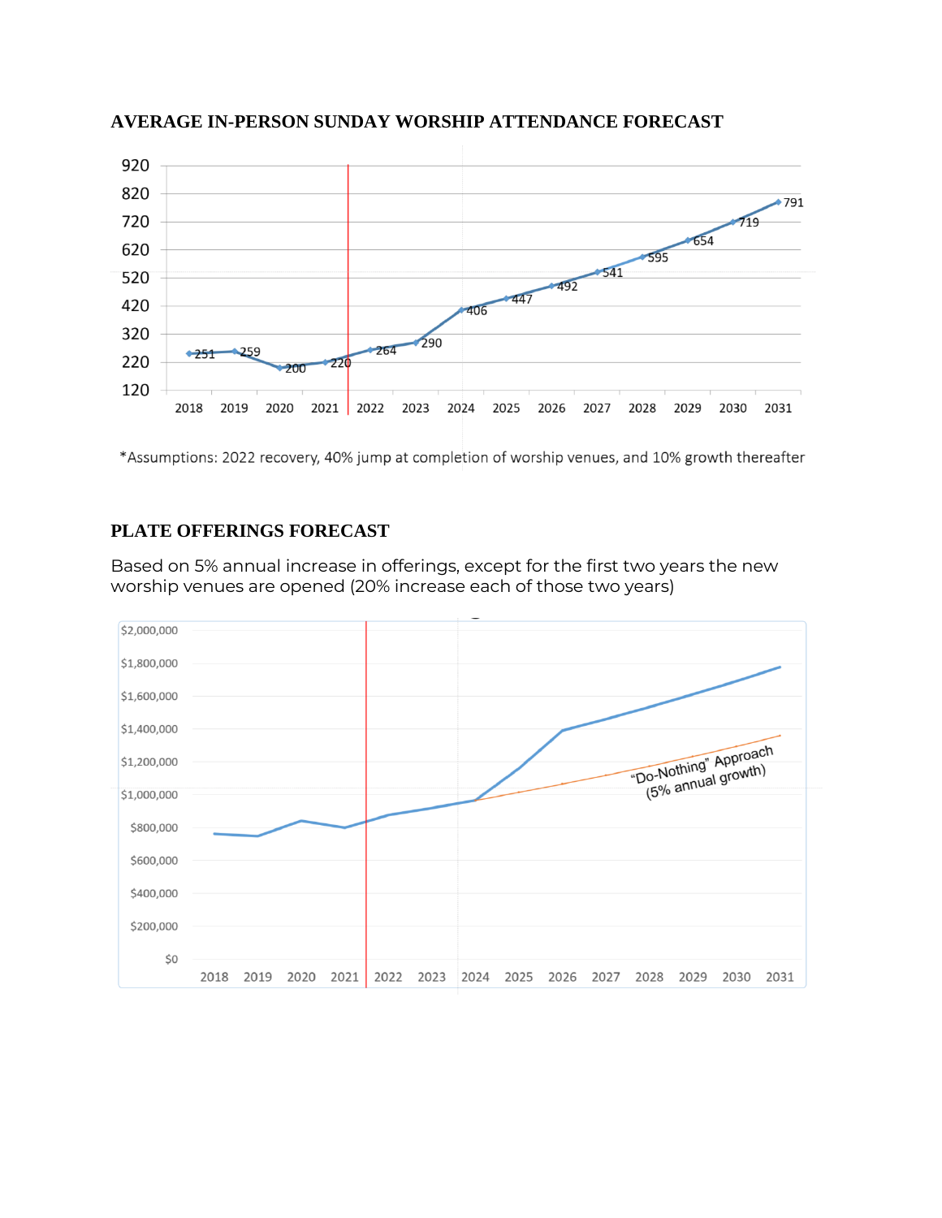## AVERAGE IN-PERSON SUNDAY WORSHIP ATTENDANCE FORECAST

| Year | 2018 | 2019 | 2020 | 2021 | 2022 | 2023 | 2024 | 2025 | 2026 | 2027 | 2028 | 2029 | 2030 | 2031 |
|---|---|---|---|---|---|---|---|---|---|---|---|---|---|---|
| Attendance | 251 | 259 | 200 | 220 | 264 | 290 | 406 | 447 | 492 | 541 | 595 | 654 | 719 | 791 |

*Assumptions: 2022 recovery, 40% jump at completion of worship venues, and 10% growth thereafter

## PLATE OFFERINGS FORECAST

Based on 5% annual increase in offerings, except for the first two years the new worship venues are opened (20% increase each of those two years)

"Do-Nothing" Approach (5% annual growth)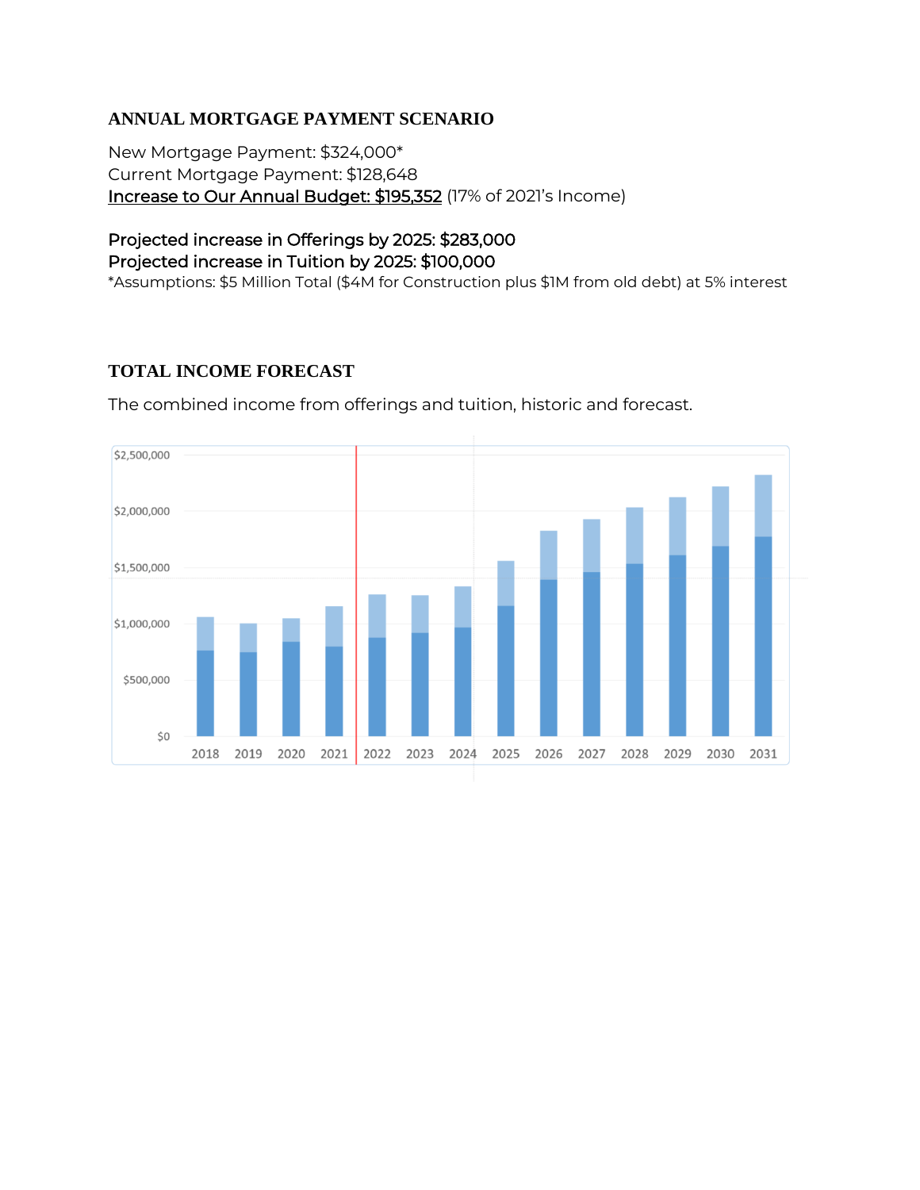## ANNUAL MORTGAGE PAYMENT SCENARIO

New Mortgage Payment: $324,000*
Current Mortgage Payment: $128,648
<u>Increase to Our Annual Budget: $195,352</u> (17% of 2021's Income)

**Projected increase in Offerings by 2025: $283,000**
**Projected increase in Tuition by 2025: $100,000**
*Assumptions: $5 Million Total ($4M for Construction plus $1M from old debt) at 5% interest

## TOTAL INCOME FORECAST

The combined income from offerings and tuition, historic and forecast.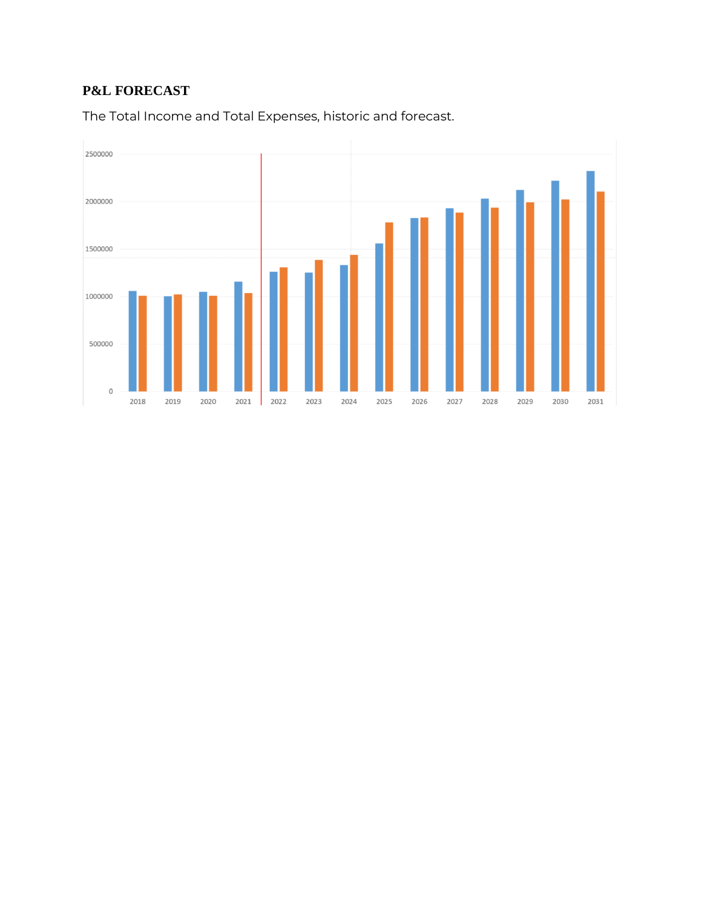**P&L FORECAST**

The Total Income and Total Expenses, historic and forecast.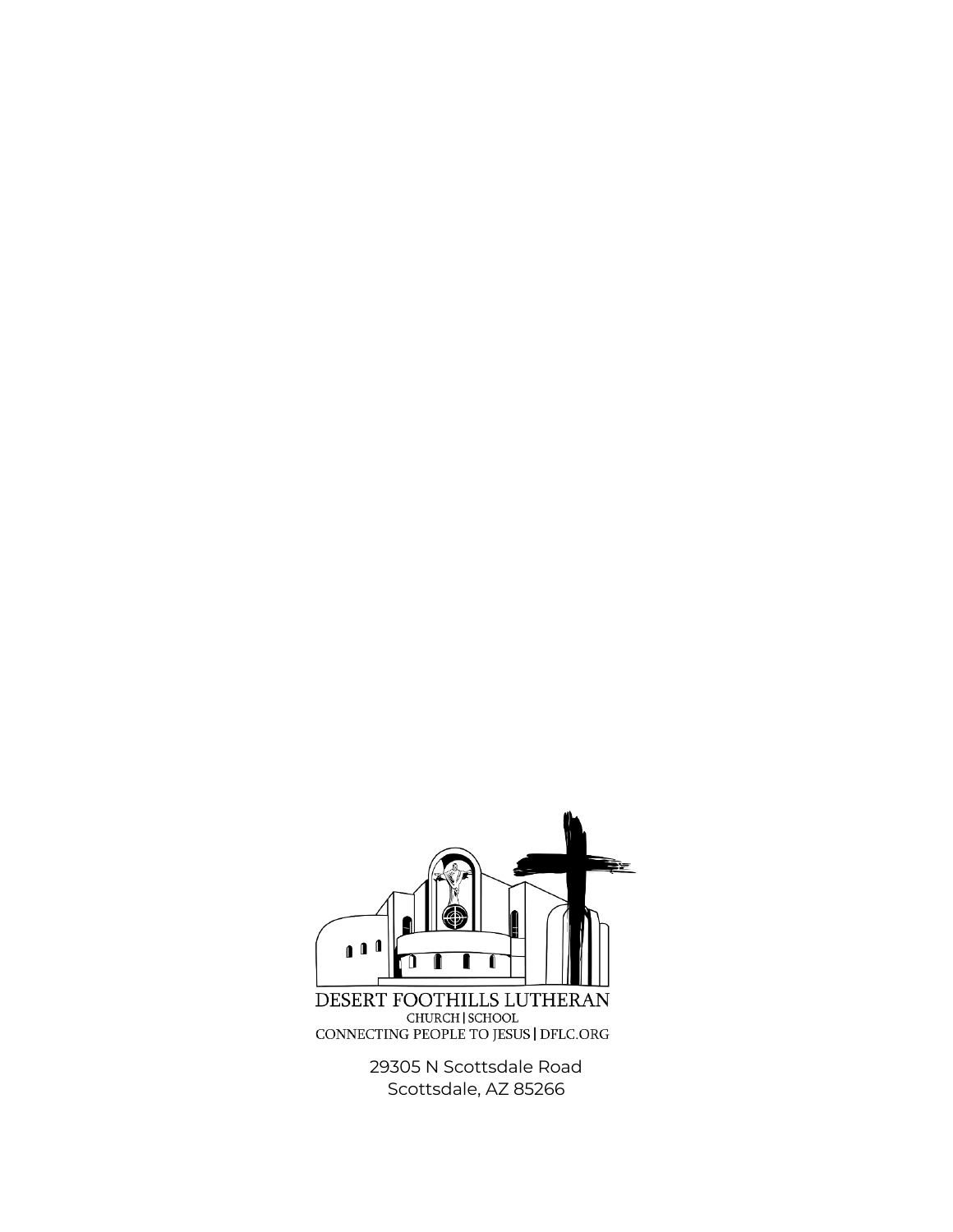DESERT FOOTHILLS LUTHERAN

CHURCH | SCHOOL

CONNECTING PEOPLE TO JESUS | DFLC.ORG

29305 N Scottsdale Road
Scottsdale, AZ 85266